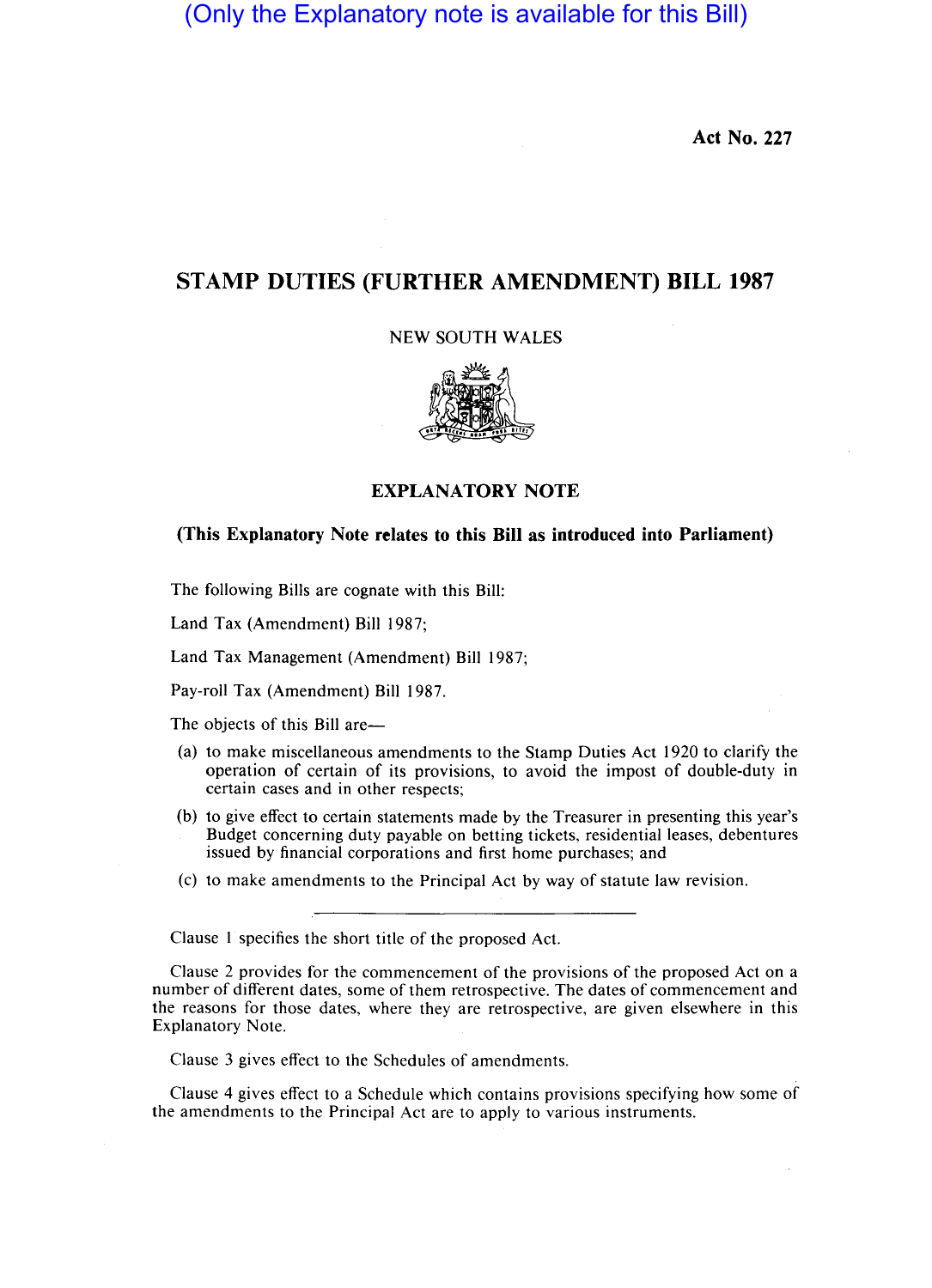(Only the Explanatory note is available for this Bill)

**Act No. 227**

# STAMP DUTIES (FURTHER AMENDMENT) BILL 1987

NEW SOUTH WALES

## EXPLANATORY NOTE

**(This Explanatory Note relates to this Bill as introduced into Parliament)**

The following Bills are cognate with this Bill:

Land Tax (Amendment) Bill 1987;

Land Tax Management (Amendment) Bill 1987;

Pay-roll Tax (Amendment) Bill 1987.

The objects of this Bill are—

(a) to make miscellaneous amendments to the Stamp Duties Act 1920 to clarify the operation of certain of its provisions, to avoid the impost of double-duty in certain cases and in other respects;

(b) to give effect to certain statements made by the Treasurer in presenting this year's Budget concerning duty payable on betting tickets, residential leases, debentures issued by financial corporations and first home purchases; and

(c) to make amendments to the Principal Act by way of statute law revision.

---

Clause 1 specifies the short title of the proposed Act.

Clause 2 provides for the commencement of the provisions of the proposed Act on a number of different dates, some of them retrospective. The dates of commencement and the reasons for those dates, where they are retrospective, are given elsewhere in this Explanatory Note.

Clause 3 gives effect to the Schedules of amendments.

Clause 4 gives effect to a Schedule which contains provisions specifying how some of the amendments to the Principal Act are to apply to various instruments.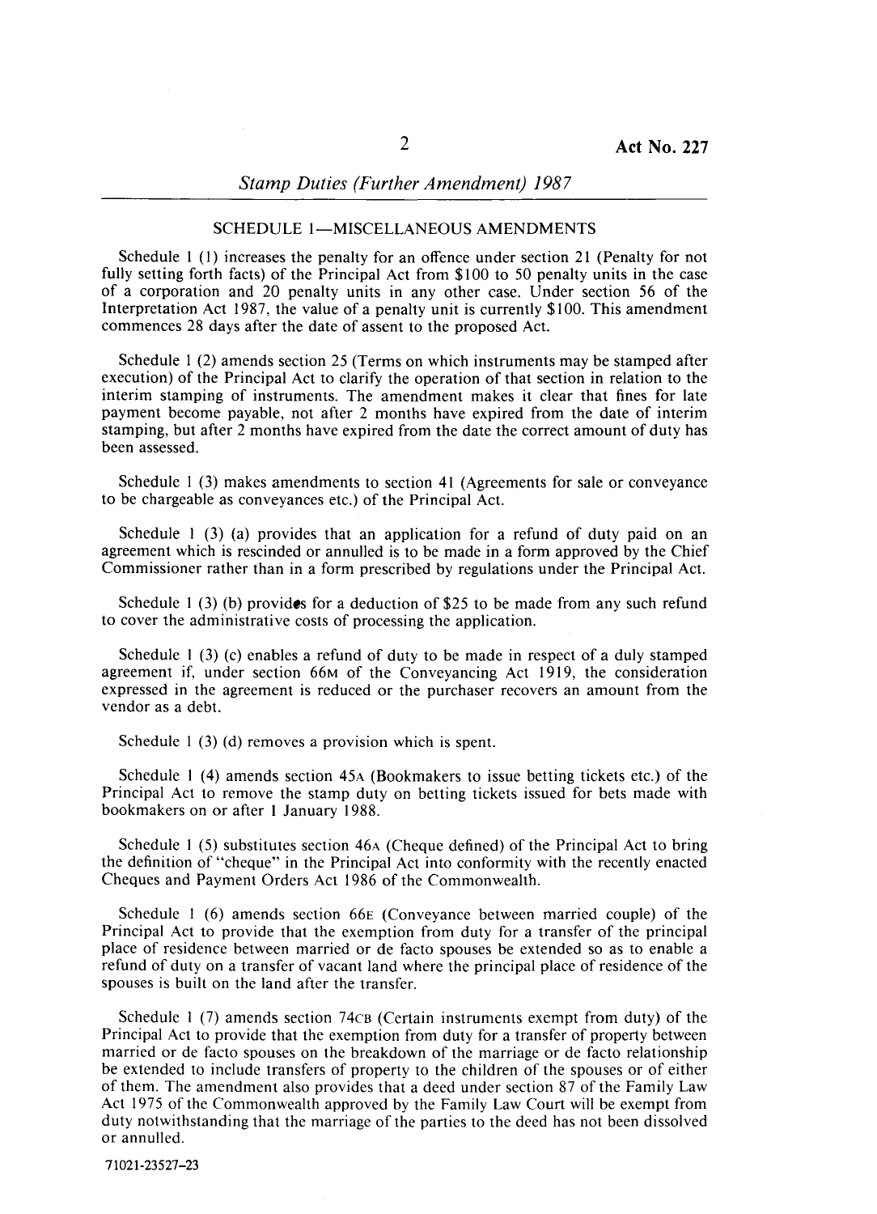## SCHEDULE 1—MISCELLANEOUS AMENDMENTS

Schedule 1 (1) increases the penalty for an offence under section 21 (Penalty for not fully setting forth facts) of the Principal Act from $100 to 50 penalty units in the case of a corporation and 20 penalty units in any other case. Under section 56 of the Interpretation Act 1987, the value of a penalty unit is currently $100. This amendment commences 28 days after the date of assent to the proposed Act.

Schedule 1 (2) amends section 25 (Terms on which instruments may be stamped after execution) of the Principal Act to clarify the operation of that section in relation to the interim stamping of instruments. The amendment makes it clear that fines for late payment become payable, not after 2 months have expired from the date of interim stamping, but after 2 months have expired from the date the correct amount of duty has been assessed.

Schedule 1 (3) makes amendments to section 41 (Agreements for sale or conveyance to be chargeable as conveyances etc.) of the Principal Act.

Schedule 1 (3) (a) provides that an application for a refund of duty paid on an agreement which is rescinded or annulled is to be made in a form approved by the Chief Commissioner rather than in a form prescribed by regulations under the Principal Act.

Schedule 1 (3) (b) provides for a deduction of $25 to be made from any such refund to cover the administrative costs of processing the application.

Schedule 1 (3) (c) enables a refund of duty to be made in respect of a duly stamped agreement if, under section 66M of the Conveyancing Act 1919, the consideration expressed in the agreement is reduced or the purchaser recovers an amount from the vendor as a debt.

Schedule 1 (3) (d) removes a provision which is spent.

Schedule 1 (4) amends section 45A (Bookmakers to issue betting tickets etc.) of the Principal Act to remove the stamp duty on betting tickets issued for bets made with bookmakers on or after 1 January 1988.

Schedule 1 (5) substitutes section 46A (Cheque defined) of the Principal Act to bring the definition of "cheque" in the Principal Act into conformity with the recently enacted Cheques and Payment Orders Act 1986 of the Commonwealth.

Schedule 1 (6) amends section 66E (Conveyance between married couple) of the Principal Act to provide that the exemption from duty for a transfer of the principal place of residence between married or de facto spouses be extended so as to enable a refund of duty on a transfer of vacant land where the principal place of residence of the spouses is built on the land after the transfer.

Schedule 1 (7) amends section 74CB (Certain instruments exempt from duty) of the Principal Act to provide that the exemption from duty for a transfer of property between married or de facto spouses on the breakdown of the marriage or de facto relationship be extended to include transfers of property to the children of the spouses or of either of them. The amendment also provides that a deed under section 87 of the Family Law Act 1975 of the Commonwealth approved by the Family Law Court will be exempt from duty notwithstanding that the marriage of the parties to the deed has not been dissolved or annulled.

71021-23527-23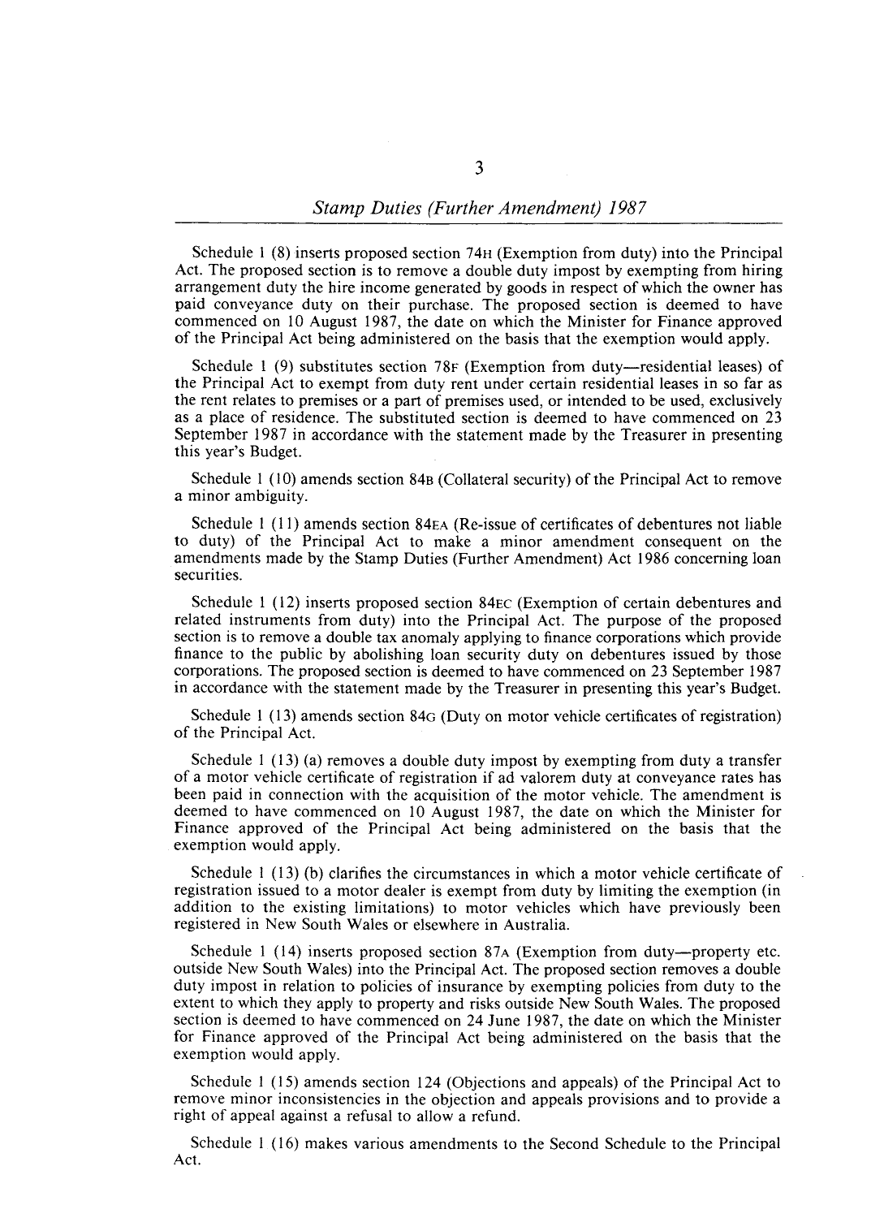Schedule 1 (8) inserts proposed section 74H (Exemption from duty) into the Principal Act. The proposed section is to remove a double duty impost by exempting from hiring arrangement duty the hire income generated by goods in respect of which the owner has paid conveyance duty on their purchase. The proposed section is deemed to have commenced on 10 August 1987, the date on which the Minister for Finance approved of the Principal Act being administered on the basis that the exemption would apply.

Schedule 1 (9) substitutes section 78F (Exemption from duty—residential leases) of the Principal Act to exempt from duty rent under certain residential leases in so far as the rent relates to premises or a part of premises used, or intended to be used, exclusively as a place of residence. The substituted section is deemed to have commenced on 23 September 1987 in accordance with the statement made by the Treasurer in presenting this year's Budget.

Schedule 1 (10) amends section 84B (Collateral security) of the Principal Act to remove a minor ambiguity.

Schedule 1 (11) amends section 84EA (Re-issue of certificates of debentures not liable to duty) of the Principal Act to make a minor amendment consequent on the amendments made by the Stamp Duties (Further Amendment) Act 1986 concerning loan securities.

Schedule 1 (12) inserts proposed section 84EC (Exemption of certain debentures and related instruments from duty) into the Principal Act. The purpose of the proposed section is to remove a double tax anomaly applying to finance corporations which provide finance to the public by abolishing loan security duty on debentures issued by those corporations. The proposed section is deemed to have commenced on 23 September 1987 in accordance with the statement made by the Treasurer in presenting this year's Budget.

Schedule 1 (13) amends section 84G (Duty on motor vehicle certificates of registration) of the Principal Act.

Schedule 1 (13) (a) removes a double duty impost by exempting from duty a transfer of a motor vehicle certificate of registration if ad valorem duty at conveyance rates has been paid in connection with the acquisition of the motor vehicle. The amendment is deemed to have commenced on 10 August 1987, the date on which the Minister for Finance approved of the Principal Act being administered on the basis that the exemption would apply.

Schedule 1 (13) (b) clarifies the circumstances in which a motor vehicle certificate of registration issued to a motor dealer is exempt from duty by limiting the exemption (in addition to the existing limitations) to motor vehicles which have previously been registered in New South Wales or elsewhere in Australia.

Schedule 1 (14) inserts proposed section 87A (Exemption from duty—property etc. outside New South Wales) into the Principal Act. The proposed section removes a double duty impost in relation to policies of insurance by exempting policies from duty to the extent to which they apply to property and risks outside New South Wales. The proposed section is deemed to have commenced on 24 June 1987, the date on which the Minister for Finance approved of the Principal Act being administered on the basis that the exemption would apply.

Schedule 1 (15) amends section 124 (Objections and appeals) of the Principal Act to remove minor inconsistencies in the objection and appeals provisions and to provide a right of appeal against a refusal to allow a refund.

Schedule 1 (16) makes various amendments to the Second Schedule to the Principal Act.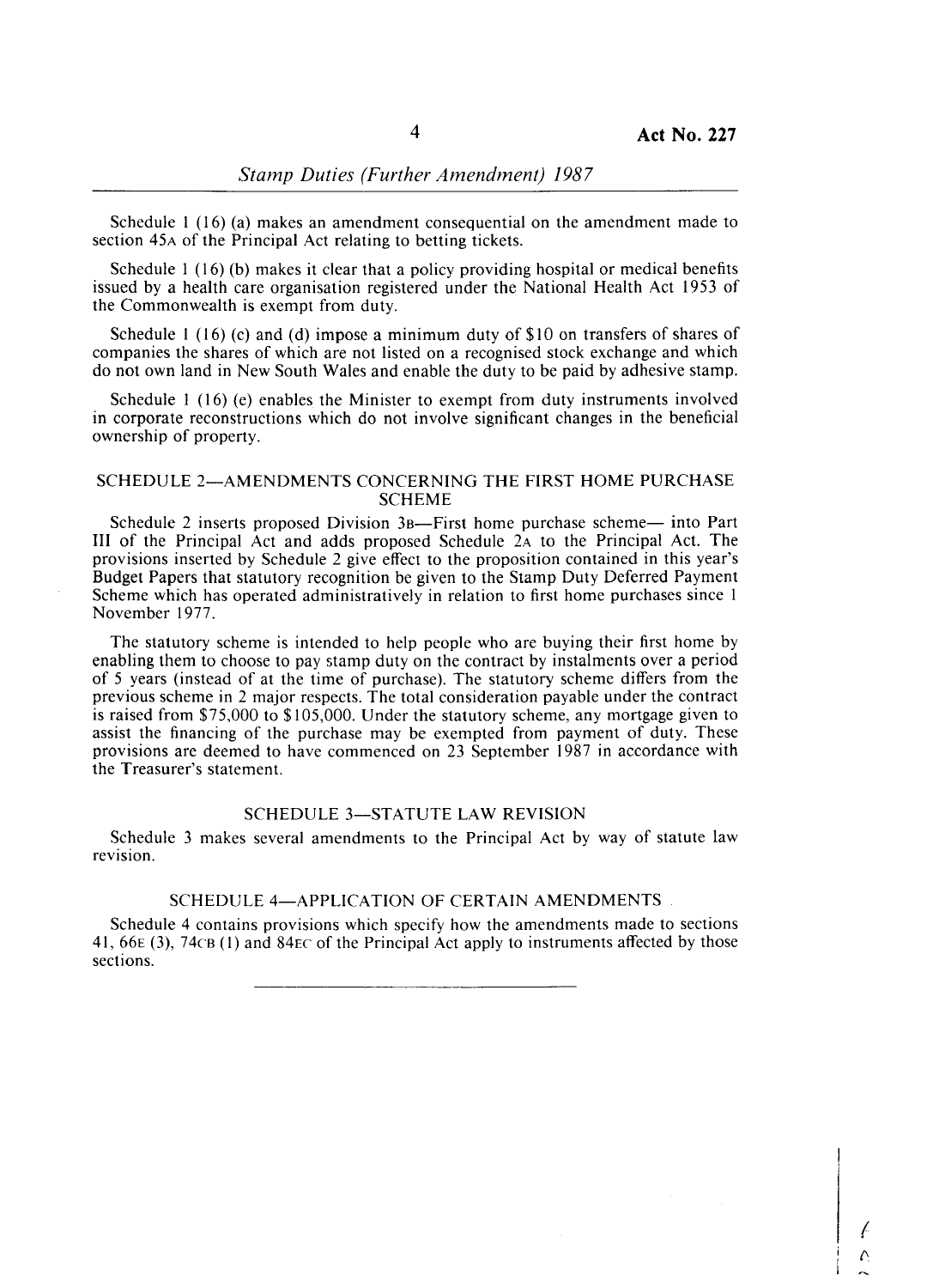Schedule 1 (16) (a) makes an amendment consequential on the amendment made to section 45A of the Principal Act relating to betting tickets.

Schedule 1 (16) (b) makes it clear that a policy providing hospital or medical benefits issued by a health care organisation registered under the National Health Act 1953 of the Commonwealth is exempt from duty.

Schedule 1 (16) (c) and (d) impose a minimum duty of $10 on transfers of shares of companies the shares of which are not listed on a recognised stock exchange and which do not own land in New South Wales and enable the duty to be paid by adhesive stamp.

Schedule 1 (16) (e) enables the Minister to exempt from duty instruments involved in corporate reconstructions which do not involve significant changes in the beneficial ownership of property.

## SCHEDULE 2—AMENDMENTS CONCERNING THE FIRST HOME PURCHASE SCHEME

Schedule 2 inserts proposed Division 3B—First home purchase scheme— into Part III of the Principal Act and adds proposed Schedule 2A to the Principal Act. The provisions inserted by Schedule 2 give effect to the proposition contained in this year's Budget Papers that statutory recognition be given to the Stamp Duty Deferred Payment Scheme which has operated administratively in relation to first home purchases since 1 November 1977.

The statutory scheme is intended to help people who are buying their first home by enabling them to choose to pay stamp duty on the contract by instalments over a period of 5 years (instead of at the time of purchase). The statutory scheme differs from the previous scheme in 2 major respects. The total consideration payable under the contract is raised from $75,000 to $105,000. Under the statutory scheme, any mortgage given to assist the financing of the purchase may be exempted from payment of duty. These provisions are deemed to have commenced on 23 September 1987 in accordance with the Treasurer's statement.

## SCHEDULE 3—STATUTE LAW REVISION

Schedule 3 makes several amendments to the Principal Act by way of statute law revision.

## SCHEDULE 4—APPLICATION OF CERTAIN AMENDMENTS

Schedule 4 contains provisions which specify how the amendments made to sections 41, 66E (3), 74CB (1) and 84EC of the Principal Act apply to instruments affected by those sections.